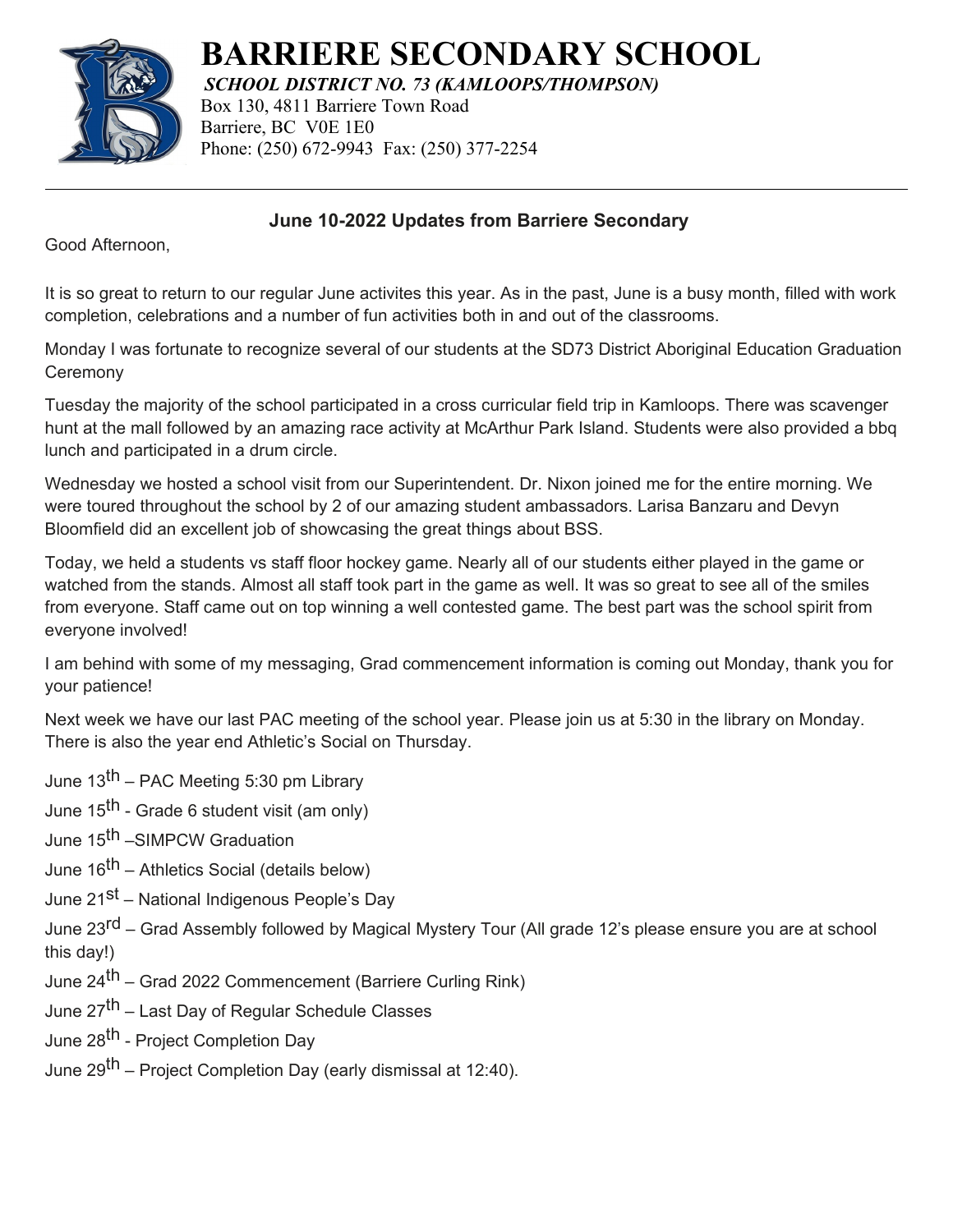# BARRIERE SECONDARY SCHOOL

***SCHOOL DISTRICT NO. 73 (KAMLOOPS/THOMPSON)***

Box 130, 4811 Barriere Town Road
Barriere, BC V0E 1E0
Phone: (250) 672-9943 Fax: (250) 377-2254

---

**June 10-2022 Updates from Barriere Secondary**

Good Afternoon,

It is so great to return to our regular June activites this year. As in the past, June is a busy month, filled with work completion, celebrations and a number of fun activities both in and out of the classrooms.

Monday I was fortunate to recognize several of our students at the SD73 District Aboriginal Education Graduation Ceremony

Tuesday the majority of the school participated in a cross curricular field trip in Kamloops. There was scavenger hunt at the mall followed by an amazing race activity at McArthur Park Island. Students were also provided a bbq lunch and participated in a drum circle.

Wednesday we hosted a school visit from our Superintendent. Dr. Nixon joined me for the entire morning. We were toured throughout the school by 2 of our amazing student ambassadors. Larisa Banzaru and Devyn Bloomfield did an excellent job of showcasing the great things about BSS.

Today, we held a students vs staff floor hockey game. Nearly all of our students either played in the game or watched from the stands. Almost all staff took part in the game as well. It was so great to see all of the smiles from everyone. Staff came out on top winning a well contested game. The best part was the school spirit from everyone involved!

I am behind with some of my messaging, Grad commencement information is coming out Monday, thank you for your patience!

Next week we have our last PAC meeting of the school year. Please join us at 5:30 in the library on Monday. There is also the year end Athletic's Social on Thursday.

June 13th – PAC Meeting 5:30 pm Library

June 15th - Grade 6 student visit (am only)

June 15th –SIMPCW Graduation

June 16th – Athletics Social (details below)

June 21st – National Indigenous People's Day

June 23rd – Grad Assembly followed by Magical Mystery Tour (All grade 12's please ensure you are at school this day!)

June 24th – Grad 2022 Commencement (Barriere Curling Rink)

June 27th – Last Day of Regular Schedule Classes

June 28th - Project Completion Day

June 29th – Project Completion Day (early dismissal at 12:40).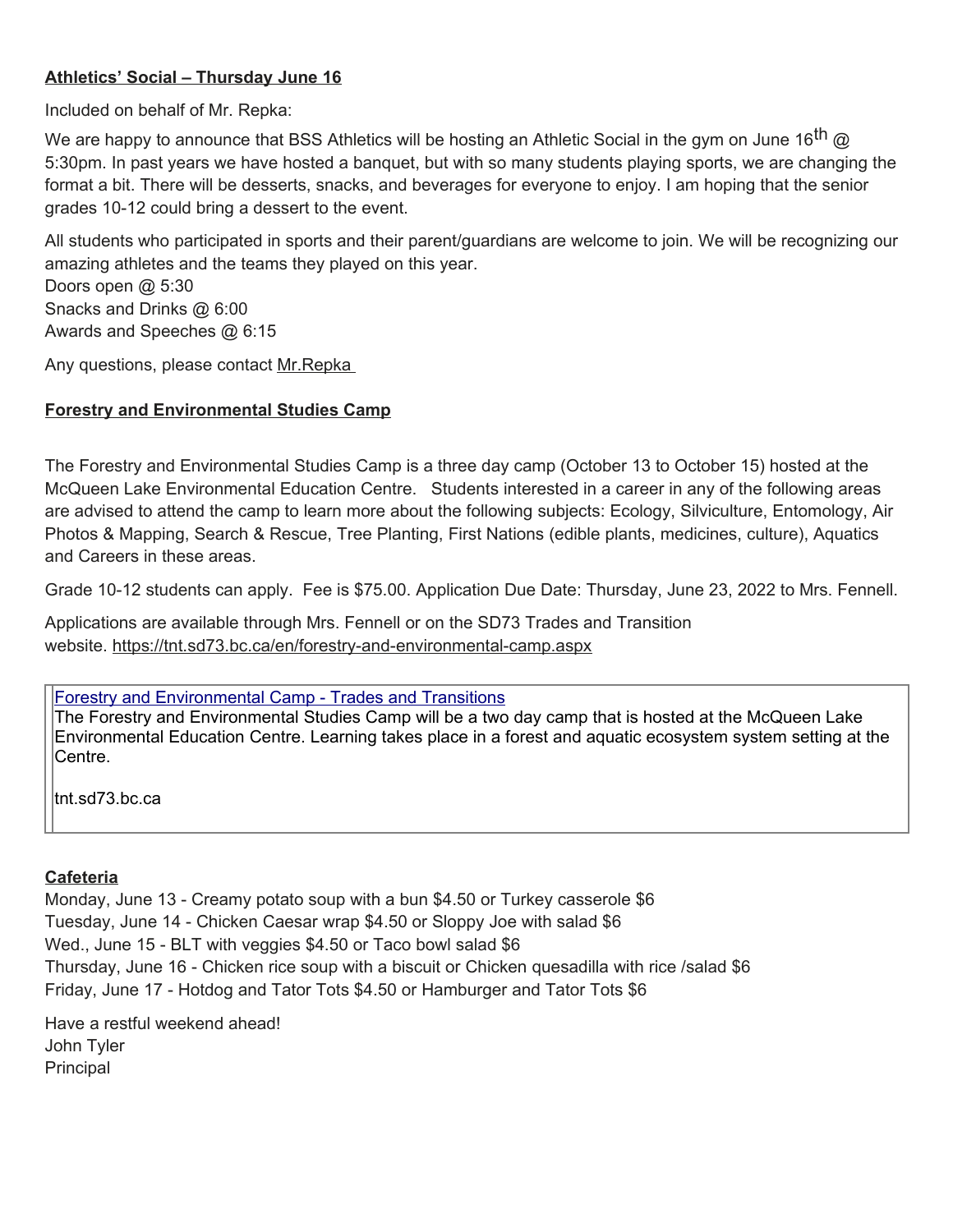**Athletics' Social – Thursday June 16**

Included on behalf of Mr. Repka:

We are happy to announce that BSS Athletics will be hosting an Athletic Social in the gym on June 16th @ 5:30pm. In past years we have hosted a banquet, but with so many students playing sports, we are changing the format a bit. There will be desserts, snacks, and beverages for everyone to enjoy. I am hoping that the senior grades 10-12 could bring a dessert to the event.

All students who participated in sports and their parent/guardians are welcome to join. We will be recognizing our amazing athletes and the teams they played on this year.
Doors open @ 5:30
Snacks and Drinks @ 6:00
Awards and Speeches @ 6:15

Any questions, please contact Mr.Repka

**Forestry and Environmental Studies Camp**

The Forestry and Environmental Studies Camp is a three day camp (October 13 to October 15) hosted at the McQueen Lake Environmental Education Centre. Students interested in a career in any of the following areas are advised to attend the camp to learn more about the following subjects: Ecology, Silviculture, Entomology, Air Photos & Mapping, Search & Rescue, Tree Planting, First Nations (edible plants, medicines, culture), Aquatics and Careers in these areas.

Grade 10-12 students can apply. Fee is $75.00. Application Due Date: Thursday, June 23, 2022 to Mrs. Fennell.

Applications are available through Mrs. Fennell or on the SD73 Trades and Transition website. https://tnt.sd73.bc.ca/en/forestry-and-environmental-camp.aspx

> [Forestry and Environmental Camp - Trades and Transitions](https://tnt.sd73.bc.ca/en/forestry-and-environmental-camp.aspx)
> The Forestry and Environmental Studies Camp will be a two day camp that is hosted at the McQueen Lake Environmental Education Centre. Learning takes place in a forest and aquatic ecosystem system setting at the Centre.
>
> tnt.sd73.bc.ca

**Cafeteria**
Monday, June 13 - Creamy potato soup with a bun $4.50 or Turkey casserole $6
Tuesday, June 14 - Chicken Caesar wrap $4.50 or Sloppy Joe with salad $6
Wed., June 15 - BLT with veggies $4.50 or Taco bowl salad $6
Thursday, June 16 - Chicken rice soup with a biscuit or Chicken quesadilla with rice /salad $6
Friday, June 17 - Hotdog and Tator Tots $4.50 or Hamburger and Tator Tots $6

Have a restful weekend ahead!
John Tyler
Principal